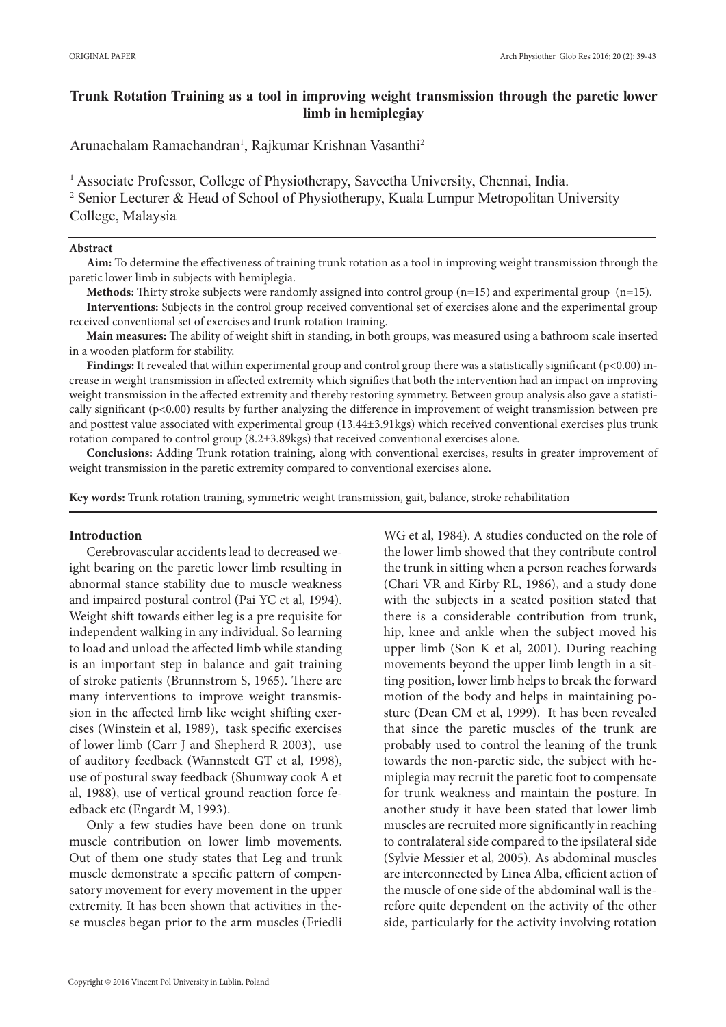ORIGINAL PAPER

# Trunk Rotation Training as a tool in improving weight transmission through the paretic lower limb in hemiplegiay

Arunachalam Ramachandran[1], Rajkumar Krishnan Vasanthi[2]

[1] Associate Professor, College of Physiotherapy, Saveetha University, Chennai, India.
[2] Senior Lecturer & Head of School of Physiotherapy, Kuala Lumpur Metropolitan University College, Malaysia

## Abstract

**Aim:** To determine the effectiveness of training trunk rotation as a tool in improving weight transmission through the paretic lower limb in subjects with hemiplegia.

**Methods:** Thirty stroke subjects were randomly assigned into control group (n=15) and experimental group (n=15).

**Interventions:** Subjects in the control group received conventional set of exercises alone and the experimental group received conventional set of exercises and trunk rotation training.

**Main measures:** The ability of weight shift in standing, in both groups, was measured using a bathroom scale inserted in a wooden platform for stability.

**Findings:** It revealed that within experimental group and control group there was a statistically significant ($p<0.00$) increase in weight transmission in affected extremity which signifies that both the intervention had an impact on improving weight transmission in the affected extremity and thereby restoring symmetry. Between group analysis also gave a statistically significant ($p<0.00$) results by further analyzing the difference in improvement of weight transmission between pre and posttest value associated with experimental group (13.44±3.91kgs) which received conventional exercises plus trunk rotation compared to control group (8.2±3.89kgs) that received conventional exercises alone.

**Conclusions:** Adding Trunk rotation training, along with conventional exercises, results in greater improvement of weight transmission in the paretic extremity compared to conventional exercises alone.

**Key words:** Trunk rotation training, symmetric weight transmission, gait, balance, stroke rehabilitation

## Introduction

Cerebrovascular accidents lead to decreased weight bearing on the paretic lower limb resulting in abnormal stance stability due to muscle weakness and impaired postural control (Pai YC et al, 1994). Weight shift towards either leg is a pre requisite for independent walking in any individual. So learning to load and unload the affected limb while standing is an important step in balance and gait training of stroke patients (Brunnstrom S, 1965). There are many interventions to improve weight transmission in the affected limb like weight shifting exercises (Winstein et al, 1989), task specific exercises of lower limb (Carr J and Shepherd R 2003), use of auditory feedback (Wannstedt GT et al, 1998), use of postural sway feedback (Shumway cook A et al, 1988), use of vertical ground reaction force feedback etc (Engardt M, 1993).

Only a few studies have been done on trunk muscle contribution on lower limb movements. Out of them one study states that Leg and trunk muscle demonstrate a specific pattern of compensatory movement for every movement in the upper extremity. It has been shown that activities in these muscles began prior to the arm muscles (Friedli WG et al, 1984). A studies conducted on the role of the lower limb showed that they contribute control the trunk in sitting when a person reaches forwards (Chari VR and Kirby RL, 1986), and a study done with the subjects in a seated position stated that there is a considerable contribution from trunk, hip, knee and ankle when the subject moved his upper limb (Son K et al, 2001). During reaching movements beyond the upper limb length in a sitting position, lower limb helps to break the forward motion of the body and helps in maintaining posture (Dean CM et al, 1999). It has been revealed that since the paretic muscles of the trunk are probably used to control the leaning of the trunk towards the non-paretic side, the subject with hemiplegia may recruit the paretic foot to compensate for trunk weakness and maintain the posture. In another study it have been stated that lower limb muscles are recruited more significantly in reaching to contralateral side compared to the ipsilateral side (Sylvie Messier et al, 2005). As abdominal muscles are interconnected by Linea Alba, efficient action of the muscle of one side of the abdominal wall is therefore quite dependent on the activity of the other side, particularly for the activity involving rotation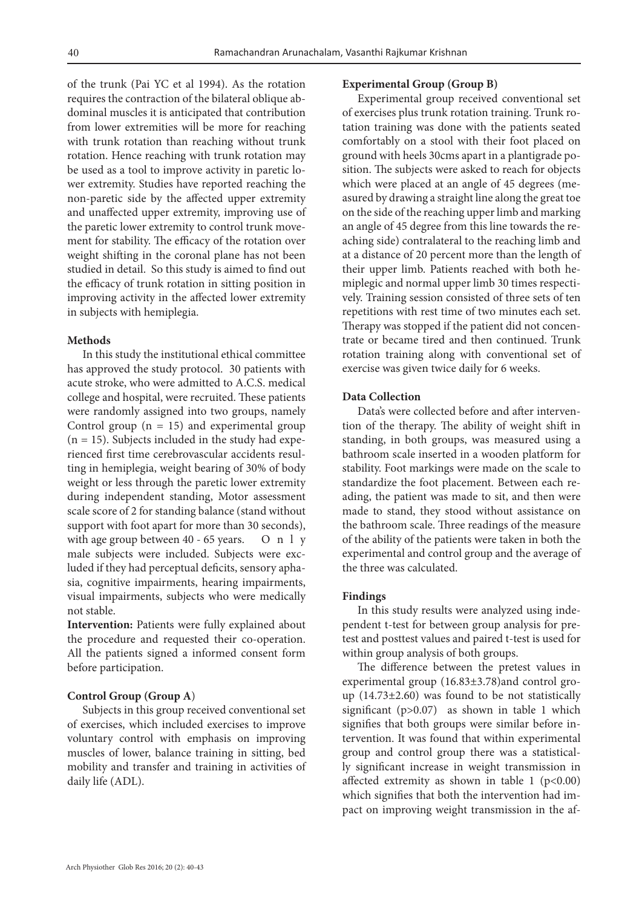of the trunk (Pai YC et al 1994). As the rotation requires the contraction of the bilateral oblique abdominal muscles it is anticipated that contribution from lower extremities will be more for reaching with trunk rotation than reaching without trunk rotation. Hence reaching with trunk rotation may be used as a tool to improve activity in paretic lower extremity. Studies have reported reaching the non-paretic side by the affected upper extremity and unaffected upper extremity, improving use of the paretic lower extremity to control trunk movement for stability. The efficacy of the rotation over weight shifting in the coronal plane has not been studied in detail. So this study is aimed to find out the efficacy of trunk rotation in sitting position in improving activity in the affected lower extremity in subjects with hemiplegia.

**Methods**

In this study the institutional ethical committee has approved the study protocol. 30 patients with acute stroke, who were admitted to A.C.S. medical college and hospital, were recruited. These patients were randomly assigned into two groups, namely Control group (n = 15) and experimental group (n = 15). Subjects included in the study had experienced first time cerebrovascular accidents resulting in hemiplegia, weight bearing of 30% of body weight or less through the paretic lower extremity during independent standing, Motor assessment scale score of 2 for standing balance (stand without support with foot apart for more than 30 seconds), with age group between 40 - 65 years. Only male subjects were included. Subjects were excluded if they had perceptual deficits, sensory aphasia, cognitive impairments, hearing impairments, visual impairments, subjects who were medically not stable.

**Intervention:** Patients were fully explained about the procedure and requested their co-operation. All the patients signed a informed consent form before participation.

**Control Group (Group A)**

Subjects in this group received conventional set of exercises, which included exercises to improve voluntary control with emphasis on improving muscles of lower, balance training in sitting, bed mobility and transfer and training in activities of daily life (ADL).

**Experimental Group (Group B)**

Experimental group received conventional set of exercises plus trunk rotation training. Trunk rotation training was done with the patients seated comfortably on a stool with their foot placed on ground with heels 30cms apart in a plantigrade position. The subjects were asked to reach for objects which were placed at an angle of 45 degrees (measured by drawing a straight line along the great toe on the side of the reaching upper limb and marking an angle of 45 degree from this line towards the reaching side) contralateral to the reaching limb and at a distance of 20 percent more than the length of their upper limb. Patients reached with both hemiplegic and normal upper limb 30 times respectively. Training session consisted of three sets of ten repetitions with rest time of two minutes each set. Therapy was stopped if the patient did not concentrate or became tired and then continued. Trunk rotation training along with conventional set of exercise was given twice daily for 6 weeks.

**Data Collection**

Data's were collected before and after intervention of the therapy. The ability of weight shift in standing, in both groups, was measured using a bathroom scale inserted in a wooden platform for stability. Foot markings were made on the scale to standardize the foot placement. Between each reading, the patient was made to sit, and then were made to stand, they stood without assistance on the bathroom scale. Three readings of the measure of the ability of the patients were taken in both the experimental and control group and the average of the three was calculated.

**Findings**

In this study results were analyzed using independent t-test for between group analysis for pretest and posttest values and paired t-test is used for within group analysis of both groups.

The difference between the pretest values in experimental group (16.83±3.78)and control group (14.73±2.60) was found to be not statistically significant ($p>0.07$) as shown in table 1 which signifies that both groups were similar before intervention. It was found that within experimental group and control group there was a statistically significant increase in weight transmission in affected extremity as shown in table 1 ($p<0.00$) which signifies that both the intervention had impact on improving weight transmission in the af-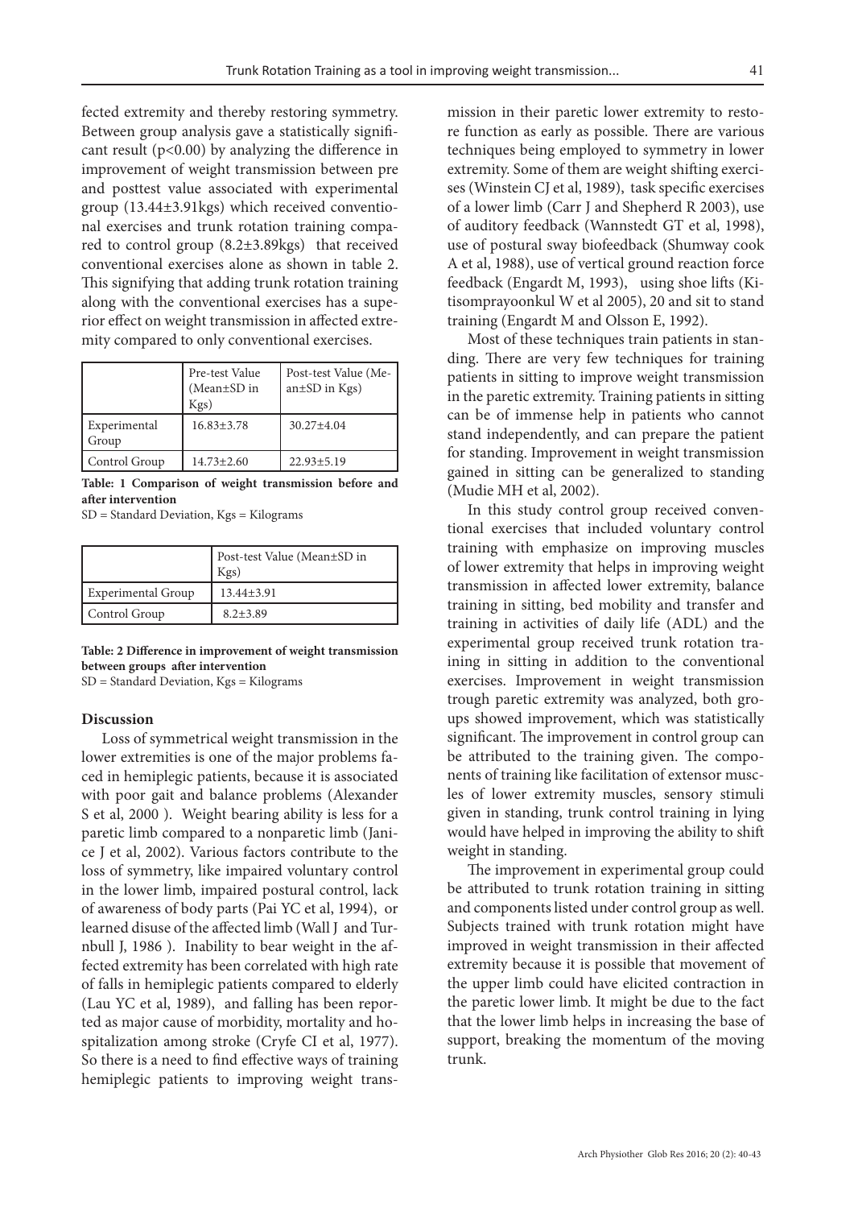fected extremity and thereby restoring symmetry. Between group analysis gave a statistically significant result ($p<0.00$) by analyzing the difference in improvement of weight transmission between pre and posttest value associated with experimental group (13.44±3.91kgs) which received conventional exercises and trunk rotation training compared to control group (8.2±3.89kgs) that received conventional exercises alone as shown in table 2. This signifying that adding trunk rotation training along with the conventional exercises has a superior effect on weight transmission in affected extremity compared to only conventional exercises.

| | Pre-test Value (Mean±SD in Kgs) | Post-test Value (Mean±SD in Kgs) |
|---|---|---|
| Experimental Group | 16.83±3.78 | 30.27±4.04 |
| Control Group | 14.73±2.60 | 22.93±5.19 |

**Table: 1 Comparison of weight transmission before and after intervention**

SD = Standard Deviation, Kgs = Kilograms

| | Post-test Value (Mean±SD in Kgs) |
|---|---|
| Experimental Group | 13.44±3.91 |
| Control Group | 8.2±3.89 |

**Table: 2 Difference in improvement of weight transmission between groups after intervention**

SD = Standard Deviation, Kgs = Kilograms

## Discussion

Loss of symmetrical weight transmission in the lower extremities is one of the major problems faced in hemiplegic patients, because it is associated with poor gait and balance problems (Alexander S et al, 2000 ). Weight bearing ability is less for a paretic limb compared to a nonparetic limb (Janice J et al, 2002). Various factors contribute to the loss of symmetry, like impaired voluntary control in the lower limb, impaired postural control, lack of awareness of body parts (Pai YC et al, 1994), or learned disuse of the affected limb (Wall J and Turnbull J, 1986 ). Inability to bear weight in the affected extremity has been correlated with high rate of falls in hemiplegic patients compared to elderly (Lau YC et al, 1989), and falling has been reported as major cause of morbidity, mortality and hospitalization among stroke (Cryfe CI et al, 1977). So there is a need to find effective ways of training hemiplegic patients to improving weight transmission in their paretic lower extremity to restore function as early as possible. There are various techniques being employed to symmetry in lower extremity. Some of them are weight shifting exercises (Winstein CJ et al, 1989), task specific exercises of a lower limb (Carr J and Shepherd R 2003), use of auditory feedback (Wannstedt GT et al, 1998), use of postural sway biofeedback (Shumway cook A et al, 1988), use of vertical ground reaction force feedback (Engardt M, 1993), using shoe lifts (Kitisomprayoonkul W et al 2005), 20 and sit to stand training (Engardt M and Olsson E, 1992).

Most of these techniques train patients in standing. There are very few techniques for training patients in sitting to improve weight transmission in the paretic extremity. Training patients in sitting can be of immense help in patients who cannot stand independently, and can prepare the patient for standing. Improvement in weight transmission gained in sitting can be generalized to standing (Mudie MH et al, 2002).

In this study control group received conventional exercises that included voluntary control training with emphasize on improving muscles of lower extremity that helps in improving weight transmission in affected lower extremity, balance training in sitting, bed mobility and transfer and training in activities of daily life (ADL) and the experimental group received trunk rotation training in sitting in addition to the conventional exercises. Improvement in weight transmission trough paretic extremity was analyzed, both groups showed improvement, which was statistically significant. The improvement in control group can be attributed to the training given. The components of training like facilitation of extensor muscles of lower extremity muscles, sensory stimuli given in standing, trunk control training in lying would have helped in improving the ability to shift weight in standing.

The improvement in experimental group could be attributed to trunk rotation training in sitting and components listed under control group as well. Subjects trained with trunk rotation might have improved in weight transmission in their affected extremity because it is possible that movement of the upper limb could have elicited contraction in the paretic lower limb. It might be due to the fact that the lower limb helps in increasing the base of support, breaking the momentum of the moving trunk.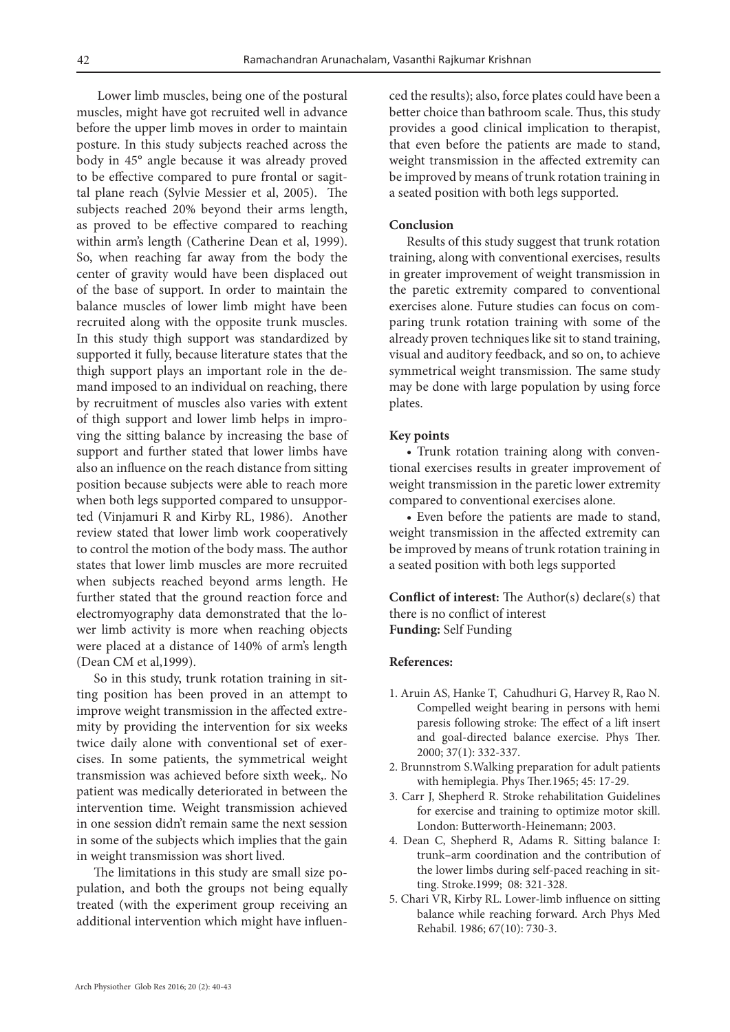Lower limb muscles, being one of the postural muscles, might have got recruited well in advance before the upper limb moves in order to maintain posture. In this study subjects reached across the body in 45° angle because it was already proved to be effective compared to pure frontal or sagittal plane reach (Sylvie Messier et al, 2005). The subjects reached 20% beyond their arms length, as proved to be effective compared to reaching within arm's length (Catherine Dean et al, 1999). So, when reaching far away from the body the center of gravity would have been displaced out of the base of support. In order to maintain the balance muscles of lower limb might have been recruited along with the opposite trunk muscles. In this study thigh support was standardized by supported it fully, because literature states that the thigh support plays an important role in the demand imposed to an individual on reaching, there by recruitment of muscles also varies with extent of thigh support and lower limb helps in improving the sitting balance by increasing the base of support and further stated that lower limbs have also an influence on the reach distance from sitting position because subjects were able to reach more when both legs supported compared to unsupported (Vinjamuri R and Kirby RL, 1986). Another review stated that lower limb work cooperatively to control the motion of the body mass. The author states that lower limb muscles are more recruited when subjects reached beyond arms length. He further stated that the ground reaction force and electromyography data demonstrated that the lower limb activity is more when reaching objects were placed at a distance of 140% of arm's length (Dean CM et al,1999).

So in this study, trunk rotation training in sitting position has been proved in an attempt to improve weight transmission in the affected extremity by providing the intervention for six weeks twice daily alone with conventional set of exercises. In some patients, the symmetrical weight transmission was achieved before sixth week,. No patient was medically deteriorated in between the intervention time. Weight transmission achieved in one session didn't remain same the next session in some of the subjects which implies that the gain in weight transmission was short lived.

The limitations in this study are small size population, and both the groups not being equally treated (with the experiment group receiving an additional intervention which might have influenced the results); also, force plates could have been a better choice than bathroom scale. Thus, this study provides a good clinical implication to therapist, that even before the patients are made to stand, weight transmission in the affected extremity can be improved by means of trunk rotation training in a seated position with both legs supported.

## Conclusion

Results of this study suggest that trunk rotation training, along with conventional exercises, results in greater improvement of weight transmission in the paretic extremity compared to conventional exercises alone. Future studies can focus on comparing trunk rotation training with some of the already proven techniques like sit to stand training, visual and auditory feedback, and so on, to achieve symmetrical weight transmission. The same study may be done with large population by using force plates.

## Key points

- Trunk rotation training along with conventional exercises results in greater improvement of weight transmission in the paretic lower extremity compared to conventional exercises alone.
- Even before the patients are made to stand, weight transmission in the affected extremity can be improved by means of trunk rotation training in a seated position with both legs supported

**Conflict of interest:** The Author(s) declare(s) that there is no conflict of interest
**Funding:** Self Funding

## References:

1. Aruin AS, Hanke T, Cahudhuri G, Harvey R, Rao N. Compelled weight bearing in persons with hemi paresis following stroke: The effect of a lift insert and goal-directed balance exercise. Phys Ther. 2000; 37(1): 332-337.
2. Brunnstrom S.Walking preparation for adult patients with hemiplegia. Phys Ther.1965; 45: 17-29.
3. Carr J, Shepherd R. Stroke rehabilitation Guidelines for exercise and training to optimize motor skill. London: Butterworth-Heinemann; 2003.
4. Dean C, Shepherd R, Adams R. Sitting balance I: trunk–arm coordination and the contribution of the lower limbs during self-paced reaching in sitting. Stroke.1999; 08: 321-328.
5. Chari VR, Kirby RL. Lower-limb influence on sitting balance while reaching forward. Arch Phys Med Rehabil. 1986; 67(10): 730-3.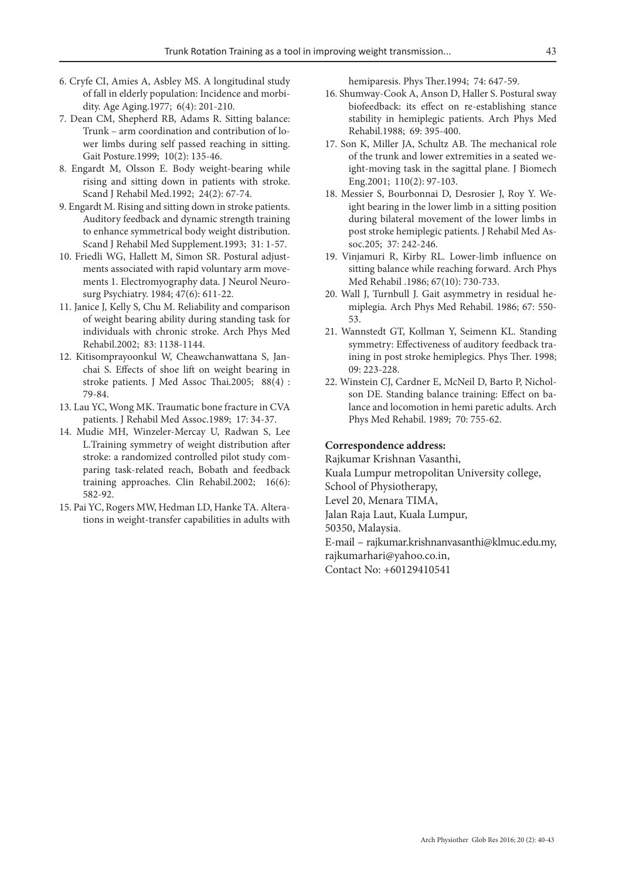6. Cryfe CI, Amies A, Asbley MS. A longitudinal study of fall in elderly population: Incidence and morbidity. Age Aging.1977; 6(4): 201-210.
7. Dean CM, Shepherd RB, Adams R. Sitting balance: Trunk – arm coordination and contribution of lower limbs during self passed reaching in sitting. Gait Posture.1999; 10(2): 135-46.
8. Engardt M, Olsson E. Body weight-bearing while rising and sitting down in patients with stroke. Scand J Rehabil Med.1992; 24(2): 67-74.
9. Engardt M. Rising and sitting down in stroke patients. Auditory feedback and dynamic strength training to enhance symmetrical body weight distribution. Scand J Rehabil Med Supplement.1993; 31: 1-57.
10. Friedli WG, Hallett M, Simon SR. Postural adjustments associated with rapid voluntary arm movements 1. Electromyography data. J Neurol Neurosurg Psychiatry. 1984; 47(6): 611-22.
11. Janice J, Kelly S, Chu M. Reliability and comparison of weight bearing ability during standing task for individuals with chronic stroke. Arch Phys Med Rehabil.2002; 83: 1138-1144.
12. Kitisomprayoonkul W, Cheawchanwattana S, Janchai S. Effects of shoe lift on weight bearing in stroke patients. J Med Assoc Thai.2005; 88(4) : 79-84.
13. Lau YC, Wong MK. Traumatic bone fracture in CVA patients. J Rehabil Med Assoc.1989; 17: 34-37.
14. Mudie MH, Winzeler-Mercay U, Radwan S, Lee L.Training symmetry of weight distribution after stroke: a randomized controlled pilot study comparing task-related reach, Bobath and feedback training approaches. Clin Rehabil.2002; 16(6): 582-92.
15. Pai YC, Rogers MW, Hedman LD, Hanke TA. Alterations in weight-transfer capabilities in adults with hemiparesis. Phys Ther.1994; 74: 647-59.
16. Shumway-Cook A, Anson D, Haller S. Postural sway biofeedback: its effect on re-establishing stance stability in hemiplegic patients. Arch Phys Med Rehabil.1988; 69: 395-400.
17. Son K, Miller JA, Schultz AB. The mechanical role of the trunk and lower extremities in a seated weight-moving task in the sagittal plane. J Biomech Eng.2001; 110(2): 97-103.
18. Messier S, Bourbonnai D, Desrosier J, Roy Y. Weight bearing in the lower limb in a sitting position during bilateral movement of the lower limbs in post stroke hemiplegic patients. J Rehabil Med Assoc.205; 37: 242-246.
19. Vinjamuri R, Kirby RL. Lower-limb influence on sitting balance while reaching forward. Arch Phys Med Rehabil .1986; 67(10): 730-733.
20. Wall J, Turnbull J. Gait asymmetry in residual hemiplegia. Arch Phys Med Rehabil. 1986; 67: 550-53.
21. Wannstedt GT, Kollman Y, Seimenn KL. Standing symmetry: Effectiveness of auditory feedback training in post stroke hemiplegics. Phys Ther. 1998; 09: 223-228.
22. Winstein CJ, Cardner E, McNeil D, Barto P, Nicholson DE. Standing balance training: Effect on balance and locomotion in hemi paretic adults. Arch Phys Med Rehabil. 1989; 70: 755-62.

**Correspondence address:**

Rajkumar Krishnan Vasanthi,
Kuala Lumpur metropolitan University college,
School of Physiotherapy,
Level 20, Menara TIMA,
Jalan Raja Laut, Kuala Lumpur,
50350, Malaysia.
E-mail – rajkumar.krishnanvasanthi@klmuc.edu.my,
rajkumarhari@yahoo.co.in,
Contact No: +60129410541